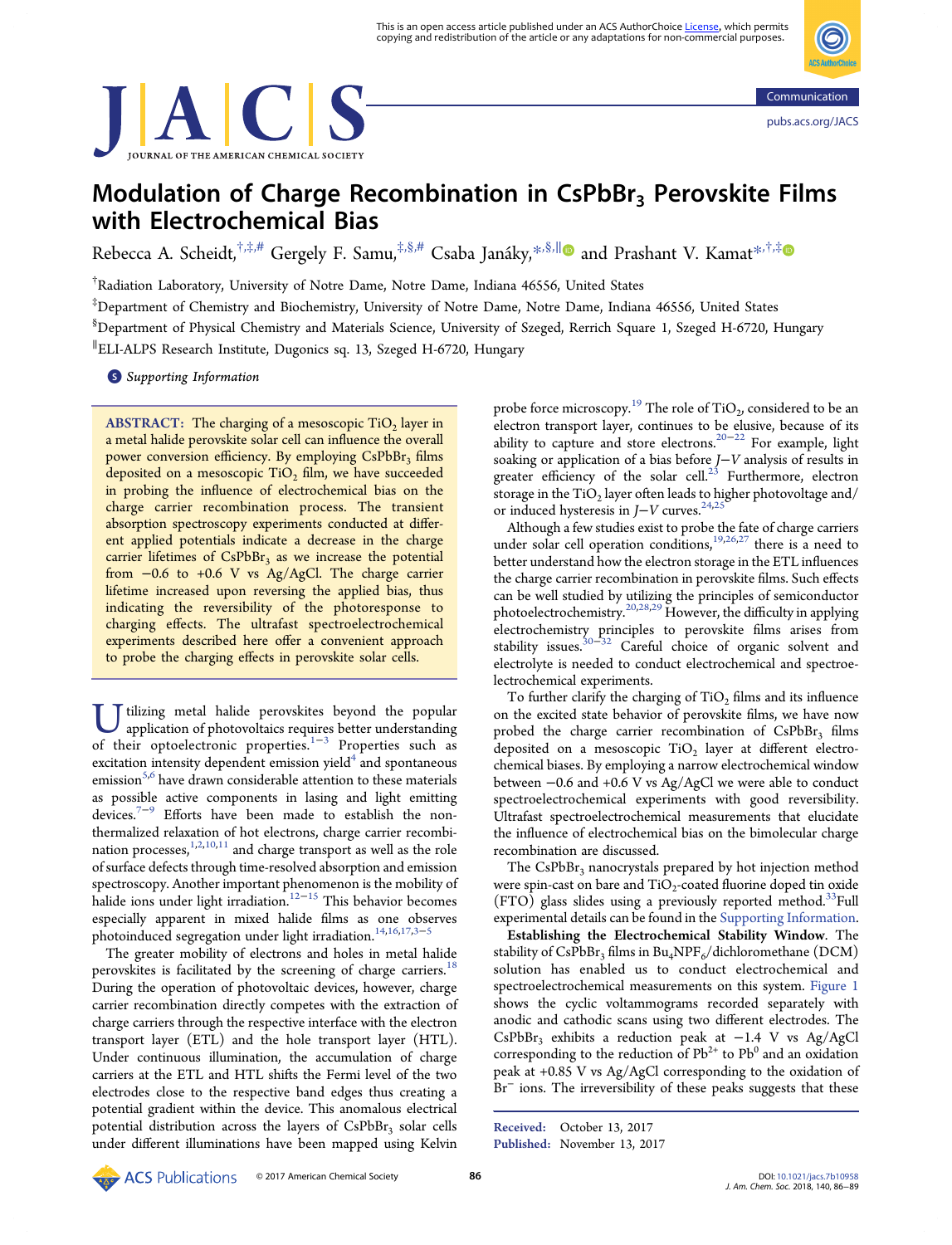# Modulation of Charge Recombination in $CsPbBr_3$ Perovskite Films with Electrochemical Bias

Rebecca A. Scheidt,[†,‡,#] Gergely F. Samu,[‡,§,#] Csaba Janáky,[*,§,∥] and Prashant V. Kamat[*,†,‡]

[†]Radiation Laboratory, University of Notre Dame, Notre Dame, Indiana 46556, United States

[‡]Department of Chemistry and Biochemistry, University of Notre Dame, Notre Dame, Indiana 46556, United States

[§]Department of Physical Chemistry and Materials Science, University of Szeged, Rerrich Square 1, Szeged H-6720, Hungary

[∥]ELI-ALPS Research Institute, Dugonics sq. 13, Szeged H-6720, Hungary

*Supporting Information*

**ABSTRACT:** The charging of a mesoscopic $TiO_2$ layer in a metal halide perovskite solar cell can influence the overall power conversion efficiency. By employing $CsPbBr_3$ films deposited on a mesoscopic $TiO_2$ film, we have succeeded in probing the influence of electrochemical bias on the charge carrier recombination process. The transient absorption spectroscopy experiments conducted at different applied potentials indicate a decrease in the charge carrier lifetimes of $CsPbBr_3$ as we increase the potential from −0.6 to +0.6 V vs Ag/AgCl. The charge carrier lifetime increased upon reversing the applied bias, thus indicating the reversibility of the photoresponse to charging effects. The ultrafast spectroelectrochemical experiments described here offer a convenient approach to probe the charging effects in perovskite solar cells.

Utilizing metal halide perovskites beyond the popular application of photovoltaics requires better understanding of their optoelectronic properties.[1−3] Properties such as excitation intensity dependent emission yield[4] and spontaneous emission[5,6] have drawn considerable attention to these materials as possible active components in lasing and light emitting devices.[7−9] Efforts have been made to establish the nonthermalized relaxation of hot electrons, charge carrier recombination processes,[1,2,10,11] and charge transport as well as the role of surface defects through time-resolved absorption and emission spectroscopy. Another important phenomenon is the mobility of halide ions under light irradiation.[12−15] This behavior becomes especially apparent in mixed halide films as one observes photoinduced segregation under light irradiation.[14,16,17,3−5]

The greater mobility of electrons and holes in metal halide perovskites is facilitated by the screening of charge carriers.[18] During the operation of photovoltaic devices, however, charge carrier recombination directly competes with the extraction of charge carriers through the respective interface with the electron transport layer (ETL) and the hole transport layer (HTL). Under continuous illumination, the accumulation of charge carriers at the ETL and HTL shifts the Fermi level of the two electrodes close to the respective band edges thus creating a potential gradient within the device. This anomalous electrical potential distribution across the layers of $CsPbBr_3$ solar cells under different illuminations have been mapped using Kelvin probe force microscopy.[19] The role of $TiO_2$, considered to be an electron transport layer, continues to be elusive, because of its ability to capture and store electrons.[20−22] For example, light soaking or application of a bias before $J$−$V$ analysis of results in greater efficiency of the solar cell.[23] Furthermore, electron storage in the $TiO_2$ layer often leads to higher photovoltage and/or induced hysteresis in $J$−$V$ curves.[24,25]

Although a few studies exist to probe the fate of charge carriers under solar cell operation conditions,[19,26,27] there is a need to better understand how the electron storage in the ETL influences the charge carrier recombination in perovskite films. Such effects can be well studied by utilizing the principles of semiconductor photoelectrochemistry.[20,28,29] However, the difficulty in applying electrochemistry principles to perovskite films arises from stability issues.[30−32] Careful choice of organic solvent and electrolyte is needed to conduct electrochemical and spectroelectrochemical experiments.

To further clarify the charging of $TiO_2$ films and its influence on the excited state behavior of perovskite films, we have now probed the charge carrier recombination of $CsPbBr_3$ films deposited on a mesoscopic $TiO_2$ layer at different electrochemical biases. By employing a narrow electrochemical window between −0.6 and +0.6 V vs Ag/AgCl we were able to conduct spectroelectrochemical experiments with good reversibility. Ultrafast spectroelectrochemical measurements that elucidate the influence of electrochemical bias on the bimolecular charge recombination are discussed.

The $CsPbBr_3$ nanocrystals prepared by hot injection method were spin-cast on bare and $TiO_2$-coated fluorine doped tin oxide (FTO) glass slides using a previously reported method.[33] Full experimental details can be found in the Supporting Information.

**Establishing the Electrochemical Stability Window.** The stability of $CsPbBr_3$ films in $Bu_4NPF_6$/dichloromethane (DCM) solution has enabled us to conduct electrochemical and spectroelectrochemical measurements on this system. Figure 1 shows the cyclic voltammograms recorded separately with anodic and cathodic scans using two different electrodes. The $CsPbBr_3$ exhibits a reduction peak at −1.4 V vs Ag/AgCl corresponding to the reduction of $Pb^{2+}$ to $Pb^0$ and an oxidation peak at +0.85 V vs Ag/AgCl corresponding to the oxidation of $Br^−$ ions. The irreversibility of these peaks suggests that these

Received: October 13, 2017
Published: November 13, 2017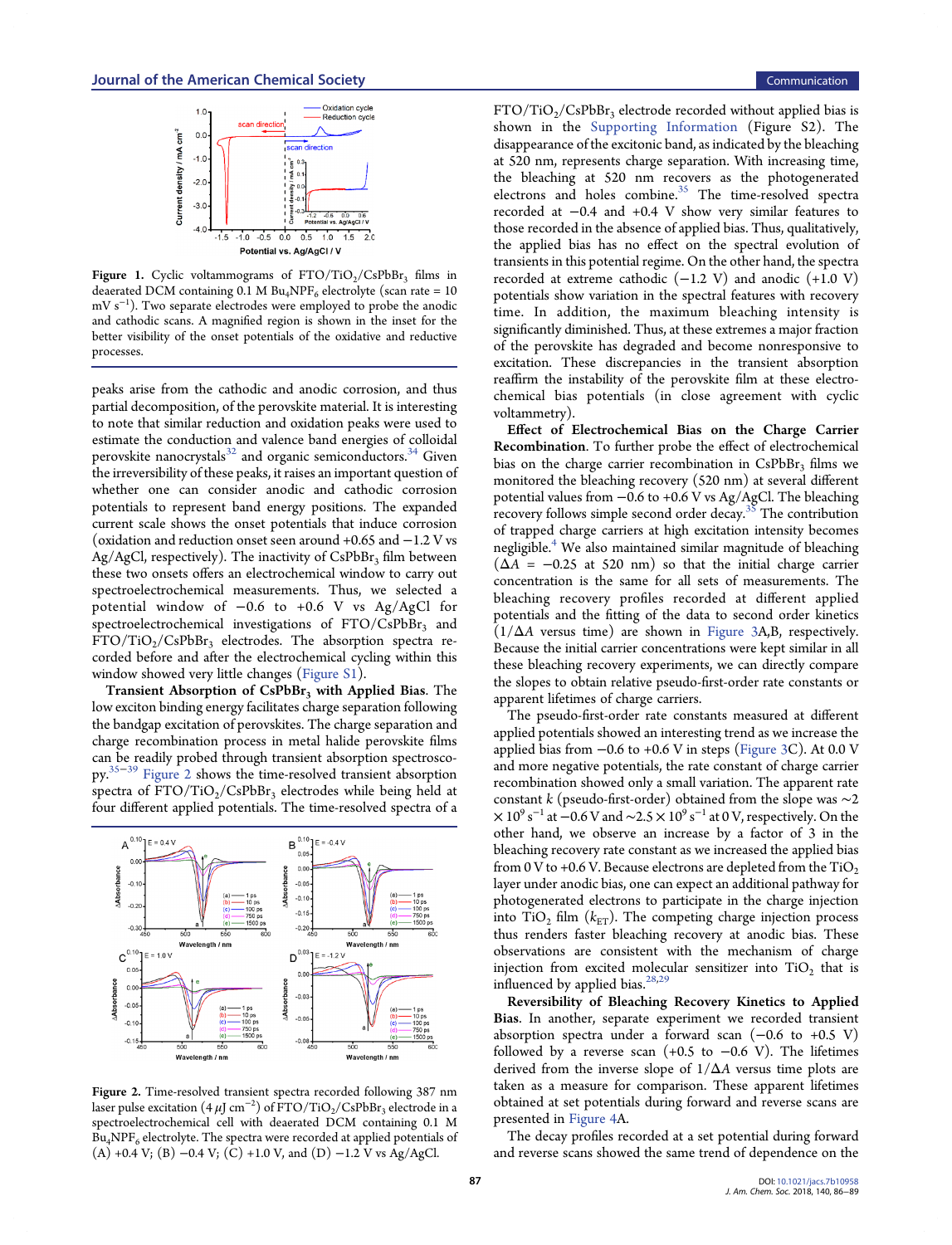Figure 1. Cyclic voltammograms of $FTO/TiO_2/CsPbBr_3$ films in deaerated DCM containing 0.1 M $Bu_4NPF_6$ electrolyte (scan rate = 10 mV $s^{-1}$). Two separate electrodes were employed to probe the anodic and cathodic scans. A magnified region is shown in the inset for the better visibility of the onset potentials of the oxidative and reductive processes.

peaks arise from the cathodic and anodic corrosion, and thus partial decomposition, of the perovskite material. It is interesting to note that similar reduction and oxidation peaks were used to estimate the conduction and valence band energies of colloidal perovskite nanocrystals[32] and organic semiconductors.[34] Given the irreversibility of these peaks, it raises an important question of whether one can consider anodic and cathodic corrosion potentials to represent band energy positions. The expanded current scale shows the onset potentials that induce corrosion (oxidation and reduction onset seen around +0.65 and −1.2 V vs Ag/AgCl, respectively). The inactivity of $CsPbBr_3$ film between these two onsets offers an electrochemical window to carry out spectroelectrochemical measurements. Thus, we selected a potential window of −0.6 to +0.6 V vs Ag/AgCl for spectroelectrochemical investigations of $FTO/CsPbBr_3$ and $FTO/TiO_2/CsPbBr_3$ electrodes. The absorption spectra recorded before and after the electrochemical cycling within this window showed very little changes (Figure S1).

**Transient Absorption of $CsPbBr_3$ with Applied Bias.** The low exciton binding energy facilitates charge separation following the bandgap excitation of perovskites. The charge separation and charge recombination process in metal halide perovskite films can be readily probed through transient absorption spectroscopy.[35−39] Figure 2 shows the time-resolved transient absorption spectra of $FTO/TiO_2/CsPbBr_3$ electrodes while being held at four different applied potentials. The time-resolved spectra of a $FTO/TiO_2/CsPbBr_3$ electrode recorded without applied bias is shown in the Supporting Information (Figure S2). The disappearance of the excitonic band, as indicated by the bleaching at 520 nm, represents charge separation. With increasing time, the bleaching at 520 nm recovers as the photogenerated electrons and holes combine.[35] The time-resolved spectra recorded at −0.4 and +0.4 V show very similar features to those recorded in the absence of applied bias. Thus, qualitatively, the applied bias has no effect on the spectral evolution of transients in this potential regime. On the other hand, the spectra recorded at extreme cathodic (−1.2 V) and anodic (+1.0 V) potentials show variation in the spectral features with recovery time. In addition, the maximum bleaching intensity is significantly diminished. Thus, at these extremes a major fraction of the perovskite has degraded and become nonresponsive to excitation. These discrepancies in the transient absorption reaffirm the instability of the perovskite film at these electrochemical bias potentials (in close agreement with cyclic voltammetry).

Figure 2. Time-resolved transient spectra recorded following 387 nm laser pulse excitation (4 $\mu$J $cm^{-2}$) of $FTO/TiO_2/CsPbBr_3$ electrode in a spectroelectrochemical cell with deaerated DCM containing 0.1 M $Bu_4NPF_6$ electrolyte. The spectra were recorded at applied potentials of (A) +0.4 V; (B) −0.4 V; (C) +1.0 V, and (D) −1.2 V vs Ag/AgCl.

**Effect of Electrochemical Bias on the Charge Carrier Recombination.** To further probe the effect of electrochemical bias on the charge carrier recombination in $CsPbBr_3$ films we monitored the bleaching recovery (520 nm) at several different potential values from −0.6 to +0.6 V vs Ag/AgCl. The bleaching recovery follows simple second order decay.[35] The contribution of trapped charge carriers at high excitation intensity becomes negligible.[4] We also maintained similar magnitude of bleaching ($\Delta A$ = −0.25 at 520 nm) so that the initial charge carrier concentration is the same for all sets of measurements. The bleaching recovery profiles recorded at different applied potentials and the fitting of the data to second order kinetics ($1/\Delta A$ versus time) are shown in Figure 3A,B, respectively. Because the initial carrier concentrations were kept similar in all these bleaching recovery experiments, we can directly compare the slopes to obtain relative pseudo-first-order rate constants or apparent lifetimes of charge carriers.

The pseudo-first-order rate constants measured at different applied potentials showed an interesting trend as we increase the applied bias from −0.6 to +0.6 V in steps (Figure 3C). At 0.0 V and more negative potentials, the rate constant of charge carrier recombination showed only a small variation. The apparent rate constant $k$ (pseudo-first-order) obtained from the slope was ∼2 × $10^9$ $s^{-1}$ at −0.6 V and ∼2.5 × $10^9$ $s^{-1}$ at 0 V, respectively. On the other hand, we observe an increase by a factor of 3 in the bleaching recovery rate constant as we increased the applied bias from 0 V to +0.6 V. Because electrons are depleted from the $TiO_2$ layer under anodic bias, one can expect an additional pathway for photogenerated electrons to participate in the charge injection into $TiO_2$ film ($k_{ET}$). The competing charge injection process thus renders faster bleaching recovery at anodic bias. These observations are consistent with the mechanism of charge injection from excited molecular sensitizer into $TiO_2$ that is influenced by applied bias.[28,29]

**Reversibility of Bleaching Recovery Kinetics to Applied Bias.** In another, separate experiment we recorded transient absorption spectra under a forward scan (−0.6 to +0.5 V) followed by a reverse scan (+0.5 to −0.6 V). The lifetimes derived from the inverse slope of $1/\Delta A$ versus time plots are taken as a measure for comparison. These apparent lifetimes obtained at set potentials during forward and reverse scans are presented in Figure 4A.

The decay profiles recorded at a set potential during forward and reverse scans showed the same trend of dependence on the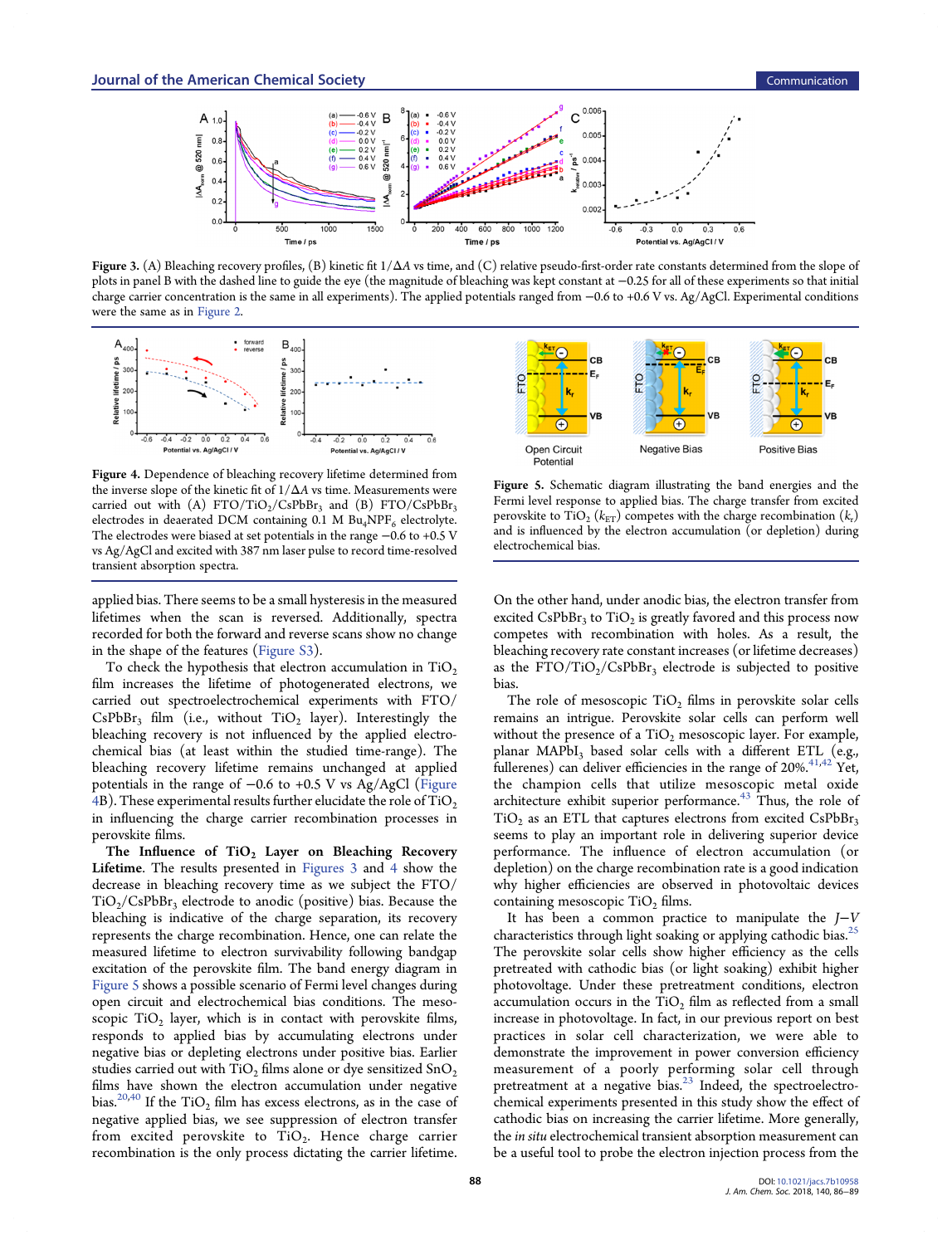Figure 3. (A) Bleaching recovery profiles, (B) kinetic fit $1/\Delta A$ vs time, and (C) relative pseudo-first-order rate constants determined from the slope of plots in panel B with the dashed line to guide the eye (the magnitude of bleaching was kept constant at −0.25 for all of these experiments so that initial charge carrier concentration is the same in all experiments). The applied potentials ranged from −0.6 to +0.6 V vs. Ag/AgCl. Experimental conditions were the same as in Figure 2.

Figure 4. Dependence of bleaching recovery lifetime determined from the inverse slope of the kinetic fit of $1/\Delta A$ vs time. Measurements were carried out with (A) FTO/$TiO_2$/$CsPbBr_3$ and (B) FTO/$CsPbBr_3$ electrodes in deaerated DCM containing 0.1 M $Bu_4NPF_6$ electrolyte. The electrodes were biased at set potentials in the range −0.6 to +0.5 V vs Ag/AgCl and excited with 387 nm laser pulse to record time-resolved transient absorption spectra.

Figure 5. Schematic diagram illustrating the band energies and the Fermi level response to applied bias. The charge transfer from excited perovskite to $TiO_2$ ($k_{ET}$) competes with the charge recombination ($k_r$) and is influenced by the electron accumulation (or depletion) during electrochemical bias.

applied bias. There seems to be a small hysteresis in the measured lifetimes when the scan is reversed. Additionally, spectra recorded for both the forward and reverse scans show no change in the shape of the features (Figure S3).

To check the hypothesis that electron accumulation in $TiO_2$ film increases the lifetime of photogenerated electrons, we carried out spectroelectrochemical experiments with FTO/$CsPbBr_3$ film (i.e., without $TiO_2$ layer). Interestingly the bleaching recovery is not influenced by the applied electrochemical bias (at least within the studied time-range). The bleaching recovery lifetime remains unchanged at applied potentials in the range of −0.6 to +0.5 V vs Ag/AgCl (Figure 4B). These experimental results further elucidate the role of $TiO_2$ in influencing the charge carrier recombination processes in perovskite films.

**The Influence of $TiO_2$ Layer on Bleaching Recovery Lifetime.** The results presented in Figures 3 and 4 show the decrease in bleaching recovery time as we subject the FTO/$TiO_2$/$CsPbBr_3$ electrode to anodic (positive) bias. Because the bleaching is indicative of the charge separation, its recovery represents the charge recombination. Hence, one can relate the measured lifetime to electron survivability following bandgap excitation of the perovskite film. The band energy diagram in Figure 5 shows a possible scenario of Fermi level changes during open circuit and electrochemical bias conditions. The mesoscopic $TiO_2$ layer, which is in contact with perovskite films, responds to applied bias by accumulating electrons under negative bias or depleting electrons under positive bias. Earlier studies carried out with $TiO_2$ films alone or dye sensitized $SnO_2$ films have shown the electron accumulation under negative bias.[20,40] If the $TiO_2$ film has excess electrons, as in the case of negative applied bias, we see suppression of electron transfer from excited perovskite to $TiO_2$. Hence charge carrier recombination is the only process dictating the carrier lifetime. On the other hand, under anodic bias, the electron transfer from excited $CsPbBr_3$ to $TiO_2$ is greatly favored and this process now competes with recombination with holes. As a result, the bleaching recovery rate constant increases (or lifetime decreases) as the FTO/$TiO_2$/$CsPbBr_3$ electrode is subjected to positive bias.

The role of mesoscopic $TiO_2$ films in perovskite solar cells remains an intrigue. Perovskite solar cells can perform well without the presence of a $TiO_2$ mesoscopic layer. For example, planar $MAPbI_3$ based solar cells with a different ETL (e.g., fullerenes) can deliver efficiencies in the range of 20%.[41,42] Yet, the champion cells that utilize mesoscopic metal oxide architecture exhibit superior performance.[43] Thus, the role of $TiO_2$ as an ETL that captures electrons from excited $CsPbBr_3$ seems to play an important role in delivering superior device performance. The influence of electron accumulation (or depletion) on the charge recombination rate is a good indication why higher efficiencies are observed in photovoltaic devices containing mesoscopic $TiO_2$ films.

It has been a common practice to manipulate the $J-V$ characteristics through light soaking or applying cathodic bias.[25] The perovskite solar cells show higher efficiency as the cells pretreated with cathodic bias (or light soaking) exhibit higher photovoltage. Under these pretreatment conditions, electron accumulation occurs in the $TiO_2$ film as reflected from a small increase in photovoltage. In fact, in our previous report on best practices in solar cell characterization, we were able to demonstrate the improvement in power conversion efficiency measurement of a poorly performing solar cell through pretreatment at a negative bias.[23] Indeed, the spectroelectrochemical experiments presented in this study show the effect of cathodic bias on increasing the carrier lifetime. More generally, the *in situ* electrochemical transient absorption measurement can be a useful tool to probe the electron injection process from the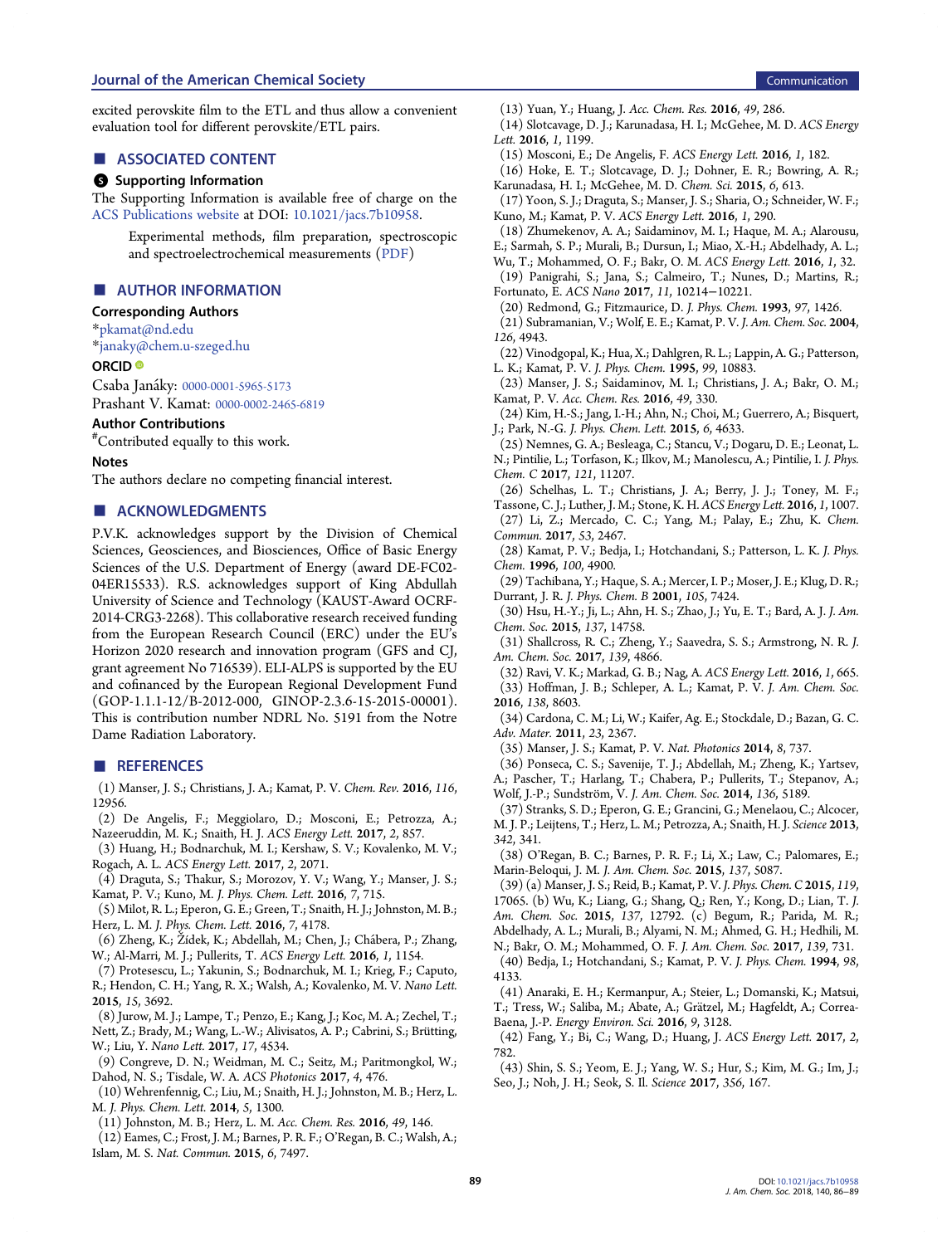excited perovskite film to the ETL and thus allow a convenient evaluation tool for different perovskite/ETL pairs.

## ■ ASSOCIATED CONTENT

### Supporting Information

The Supporting Information is available free of charge on the ACS Publications website at DOI: 10.1021/jacs.7b10958.

Experimental methods, film preparation, spectroscopic and spectroelectrochemical measurements (PDF)

## ■ AUTHOR INFORMATION

### Corresponding Authors

*pkamat@nd.edu

*janaky@chem.u-szeged.hu

### ORCID

Csaba Janáky: 0000-0001-5965-5173

Prashant V. Kamat: 0000-0002-2465-6819

### Author Contributions

[#]Contributed equally to this work.

### Notes

The authors declare no competing financial interest.

## ■ ACKNOWLEDGMENTS

P.V.K. acknowledges support by the Division of Chemical Sciences, Geosciences, and Biosciences, Office of Basic Energy Sciences of the U.S. Department of Energy (award DE-FC02-04ER15533). R.S. acknowledges support of King Abdullah University of Science and Technology (KAUST-Award OCRF-2014-CRG3-2268). This collaborative research received funding from the European Research Council (ERC) under the EU's Horizon 2020 research and innovation program (GFS and CJ, grant agreement No 716539). ELI-ALPS is supported by the EU and cofinanced by the European Regional Development Fund (GOP-1.1.1-12/B-2012-000, GINOP-2.3.6-15-2015-00001). This is contribution number NDRL No. 5191 from the Notre Dame Radiation Laboratory.

## ■ REFERENCES

(1) Manser, J. S.; Christians, J. A.; Kamat, P. V. *Chem. Rev.* **2016**, *116*, 12956.

(2) De Angelis, F.; Meggiolaro, D.; Mosconi, E.; Petrozza, A.; Nazeeruddin, M. K.; Snaith, H. J. *ACS Energy Lett.* **2017**, *2*, 857.

(3) Huang, H.; Bodnarchuk, M. I.; Kershaw, S. V.; Kovalenko, M. V.; Rogach, A. L. *ACS Energy Lett.* **2017**, *2*, 2071.

(4) Draguta, S.; Thakur, S.; Morozov, Y. V.; Wang, Y.; Manser, J. S.; Kamat, P. V.; Kuno, M. *J. Phys. Chem. Lett.* **2016**, *7*, 715.

(5) Milot, R. L.; Eperon, G. E.; Green, T.; Snaith, H. J.; Johnston, M. B.; Herz, L. M. *J. Phys. Chem. Lett.* **2016**, *7*, 4178.

(6) Zheng, K.; Žídek, K.; Abdellah, M.; Chen, J.; Chábera, P.; Zhang, W.; Al-Marri, M. J.; Pullerits, T. *ACS Energy Lett.* **2016**, *1*, 1154.

(7) Protesescu, L.; Yakunin, S.; Bodnarchuk, M. I.; Krieg, F.; Caputo, R.; Hendon, C. H.; Yang, R. X.; Walsh, A.; Kovalenko, M. V. *Nano Lett.* **2015**, *15*, 3692.

(8) Jurow, M. J.; Lampe, T.; Penzo, E.; Kang, J.; Koc, M. A.; Zechel, T.; Nett, Z.; Brady, M.; Wang, L.-W.; Alivisatos, A. P.; Cabrini, S.; Brütting, W.; Liu, Y. *Nano Lett.* **2017**, *17*, 4534.

(9) Congreve, D. N.; Weidman, M. C.; Seitz, M.; Paritmongkol, W.; Dahod, N. S.; Tisdale, W. A. *ACS Photonics* **2017**, *4*, 476.

(10) Wehrenfennig, C.; Liu, M.; Snaith, H. J.; Johnston, M. B.; Herz, L. M. *J. Phys. Chem. Lett.* **2014**, *5*, 1300.

(11) Johnston, M. B.; Herz, L. M. *Acc. Chem. Res.* **2016**, *49*, 146.

(12) Eames, C.; Frost, J. M.; Barnes, P. R. F.; O'Regan, B. C.; Walsh, A.; Islam, M. S. *Nat. Commun.* **2015**, *6*, 7497.

(13) Yuan, Y.; Huang, J. *Acc. Chem. Res.* **2016**, *49*, 286.

(14) Slotcavage, D. J.; Karunadasa, H. I.; McGehee, M. D. *ACS Energy Lett.* **2016**, *1*, 1199.

(15) Mosconi, E.; De Angelis, F. *ACS Energy Lett.* **2016**, *1*, 182.

(16) Hoke, E. T.; Slotcavage, D. J.; Dohner, E. R.; Bowring, A. R.; Karunadasa, H. I.; McGehee, M. D. *Chem. Sci.* **2015**, *6*, 613.

(17) Yoon, S. J.; Draguta, S.; Manser, J. S.; Sharia, O.; Schneider, W. F.; Kuno, M.; Kamat, P. V. *ACS Energy Lett.* **2016**, *1*, 290.

(18) Zhumekenov, A. A.; Saidaminov, M. I.; Haque, M. A.; Alarousu, E.; Sarmah, S. P.; Murali, B.; Dursun, I.; Miao, X.-H.; Abdelhady, A. L.; Wu, T.; Mohammed, O. F.; Bakr, O. M. *ACS Energy Lett.* **2016**, *1*, 32.

(19) Panigrahi, S.; Jana, S.; Calmeiro, T.; Nunes, D.; Martins, R.; Fortunato, E. *ACS Nano* **2017**, *11*, 10214−10221.

(20) Redmond, G.; Fitzmaurice, D. *J. Phys. Chem.* **1993**, *97*, 1426.

(21) Subramanian, V.; Wolf, E. E.; Kamat, P. V. *J. Am. Chem. Soc.* **2004**, *126*, 4943.

(22) Vinodgopal, K.; Hua, X.; Dahlgren, R. L.; Lappin, A. G.; Patterson, L. K.; Kamat, P. V. *J. Phys. Chem.* **1995**, *99*, 10883.

(23) Manser, J. S.; Saidaminov, M. I.; Christians, J. A.; Bakr, O. M.; Kamat, P. V. *Acc. Chem. Res.* **2016**, *49*, 330.

(24) Kim, H.-S.; Jang, I.-H.; Ahn, N.; Choi, M.; Guerrero, A.; Bisquert, J.; Park, N.-G. *J. Phys. Chem. Lett.* **2015**, *6*, 4633.

(25) Nemnes, G. A.; Besleaga, C.; Stancu, V.; Dogaru, D. E.; Leonat, L. N.; Pintilie, L.; Torfason, K.; Ilkov, M.; Manolescu, A.; Pintilie, I. *J. Phys. Chem. C* **2017**, *121*, 11207.

(26) Schelhas, L. T.; Christians, J. A.; Berry, J. J.; Toney, M. F.; Tassone, C. J.; Luther, J. M.; Stone, K. H. *ACS Energy Lett.* **2016**, *1*, 1007.

(27) Li, Z.; Mercado, C. C.; Yang, M.; Palay, E.; Zhu, K. *Chem. Commun.* **2017**, *53*, 2467.

(28) Kamat, P. V.; Bedja, I.; Hotchandani, S.; Patterson, L. K. *J. Phys. Chem.* **1996**, *100*, 4900.

(29) Tachibana, Y.; Haque, S. A.; Mercer, I. P.; Moser, J. E.; Klug, D. R.; Durrant, J. R. *J. Phys. Chem. B* **2001**, *105*, 7424.

(30) Hsu, H.-Y.; Ji, L.; Ahn, H. S.; Zhao, J.; Yu, E. T.; Bard, A. J. *J. Am. Chem. Soc.* **2015**, *137*, 14758.

(31) Shallcross, R. C.; Zheng, Y.; Saavedra, S. S.; Armstrong, N. R. *J. Am. Chem. Soc.* **2017**, *139*, 4866.

(32) Ravi, V. K.; Markad, G. B.; Nag, A. *ACS Energy Lett.* **2016**, *1*, 665.

(33) Hoffman, J. B.; Schleper, A. L.; Kamat, P. V. *J. Am. Chem. Soc.* **2016**, *138*, 8603.

(34) Cardona, C. M.; Li, W.; Kaifer, Ag. E.; Stockdale, D.; Bazan, G. C. *Adv. Mater.* **2011**, *23*, 2367.

(35) Manser, J. S.; Kamat, P. V. *Nat. Photonics* **2014**, *8*, 737.

(36) Ponseca, C. S.; Savenije, T. J.; Abdellah, M.; Zheng, K.; Yartsev, A.; Pascher, T.; Harlang, T.; Chabera, P.; Pullerits, T.; Stepanov, A.; Wolf, J.-P.; Sundström, V. *J. Am. Chem. Soc.* **2014**, *136*, 5189.

(37) Stranks, S. D.; Eperon, G. E.; Grancini, G.; Menelaou, C.; Alcocer, M. J. P.; Leijtens, T.; Herz, L. M.; Petrozza, A.; Snaith, H. J. *Science* **2013**, *342*, 341.

(38) O'Regan, B. C.; Barnes, P. R. F.; Li, X.; Law, C.; Palomares, E.; Marin-Beloqui, J. M. *J. Am. Chem. Soc.* **2015**, *137*, 5087.

(39) (a) Manser, J. S.; Reid, B.; Kamat, P. V. *J. Phys. Chem. C* **2015**, *119*, 17065. (b) Wu, K.; Liang, G.; Shang, Q.; Ren, Y.; Kong, D.; Lian, T. *J. Am. Chem. Soc.* **2015**, *137*, 12792. (c) Begum, R.; Parida, M. R.; Abdelhady, A. L.; Murali, B.; Alyami, N. M.; Ahmed, G. H.; Hedhili, M. N.; Bakr, O. M.; Mohammed, O. F. *J. Am. Chem. Soc.* **2017**, *139*, 731.

(40) Bedja, I.; Hotchandani, S.; Kamat, P. V. *J. Phys. Chem.* **1994**, *98*, 4133.

(41) Anaraki, E. H.; Kermanpur, A.; Steier, L.; Domanski, K.; Matsui, T.; Tress, W.; Saliba, M.; Abate, A.; Grätzel, M.; Hagfeldt, A.; Correa-Baena, J.-P. *Energy Environ. Sci.* **2016**, *9*, 3128.

(42) Fang, Y.; Bi, C.; Wang, D.; Huang, J. *ACS Energy Lett.* **2017**, *2*, 782.

(43) Shin, S. S.; Yeom, E. J.; Yang, W. S.; Hur, S.; Kim, M. G.; Im, J.; Seo, J.; Noh, J. H.; Seok, S. Il. *Science* **2017**, *356*, 167.